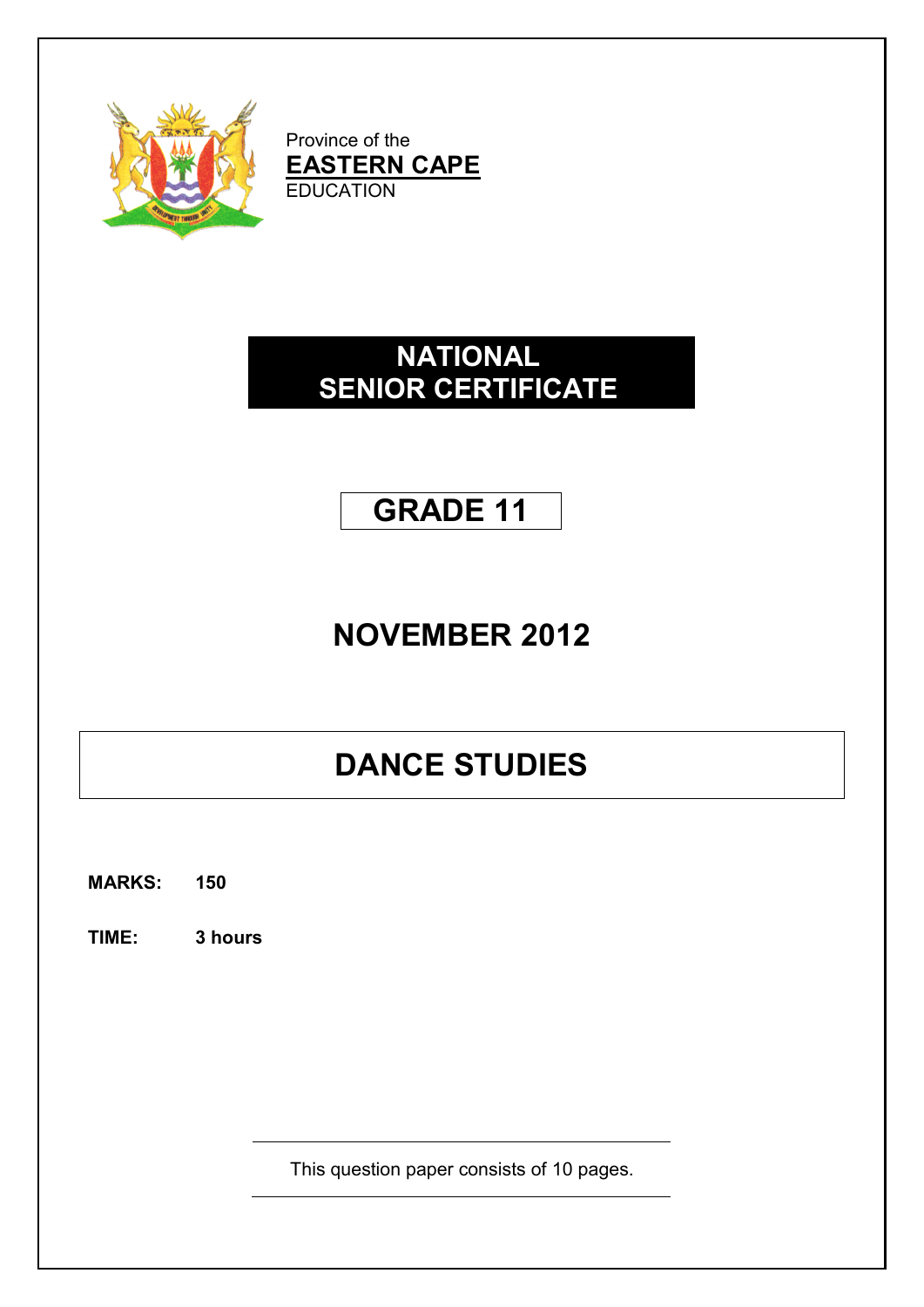Province of the
**EASTERN CAPE**
EDUCATION

# NATIONAL SENIOR CERTIFICATE

# GRADE 11

# NOVEMBER 2012

# DANCE STUDIES

**MARKS: 150**

**TIME: 3 hours**

This question paper consists of 10 pages.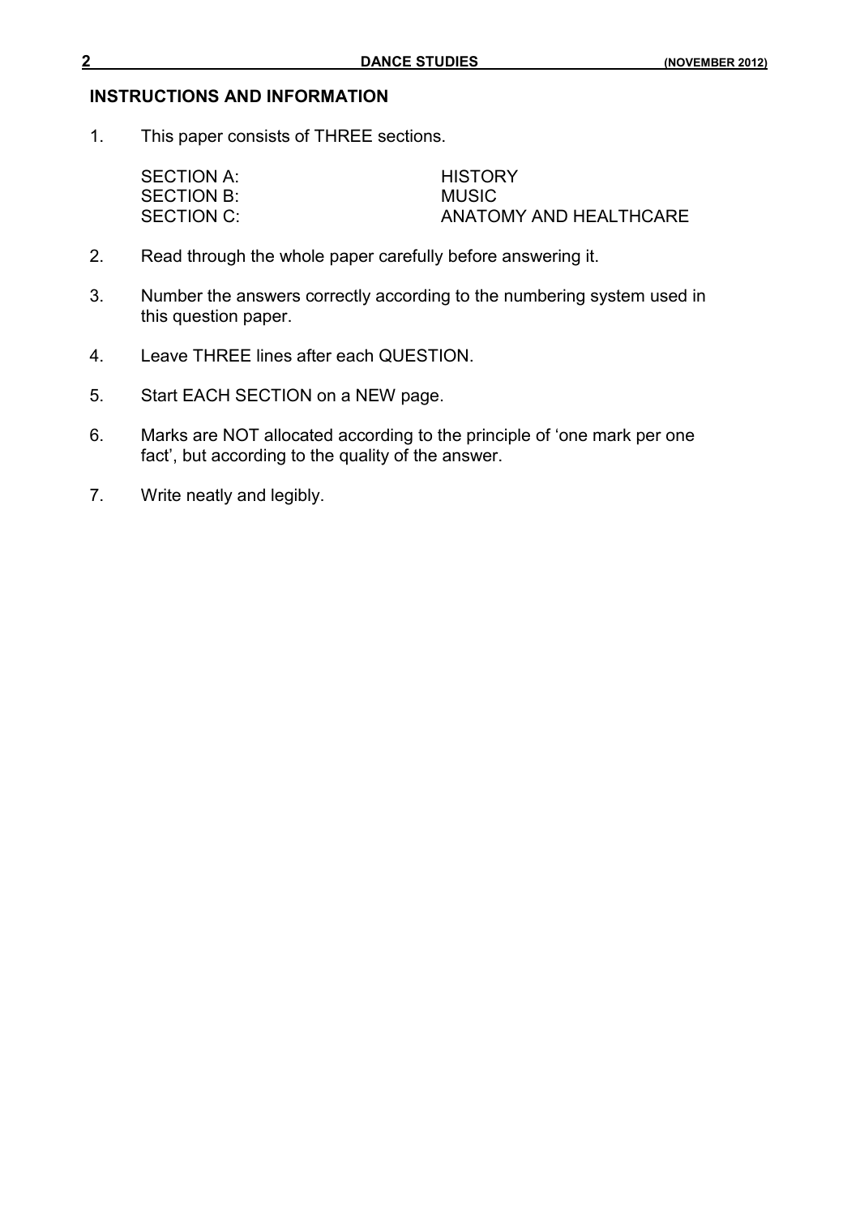## INSTRUCTIONS AND INFORMATION

1. This paper consists of THREE sections.

   | | |
   |---|---|
   | SECTION A: | HISTORY |
   | SECTION B: | MUSIC |
   | SECTION C: | ANATOMY AND HEALTHCARE |

2. Read through the whole paper carefully before answering it.

3. Number the answers correctly according to the numbering system used in this question paper.

4. Leave THREE lines after each QUESTION.

5. Start EACH SECTION on a NEW page.

6. Marks are NOT allocated according to the principle of 'one mark per one fact', but according to the quality of the answer.

7. Write neatly and legibly.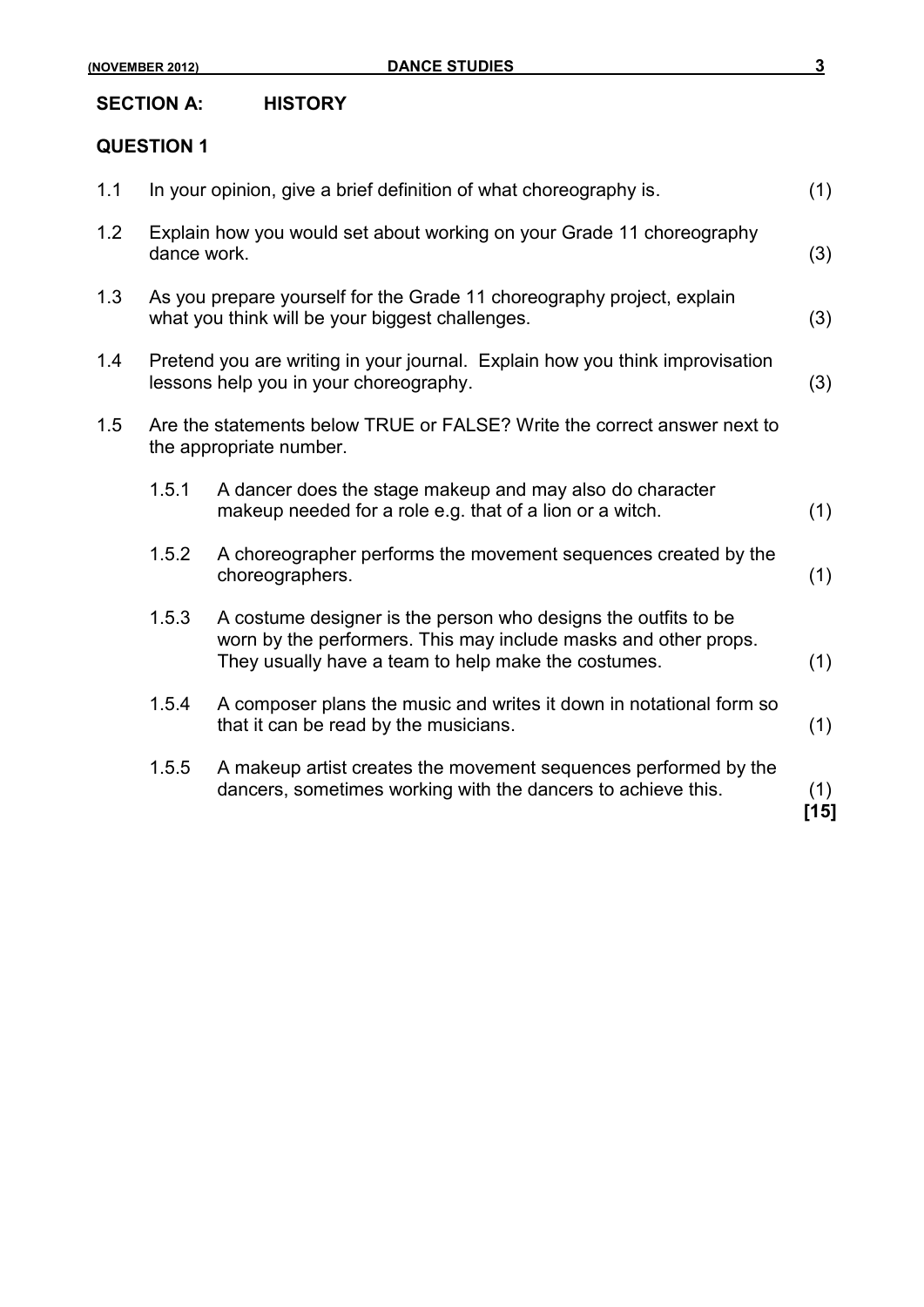## SECTION A: HISTORY

### QUESTION 1

1.1 In your opinion, give a brief definition of what choreography is. (1)

1.2 Explain how you would set about working on your Grade 11 choreography dance work. (3)

1.3 As you prepare yourself for the Grade 11 choreography project, explain what you think will be your biggest challenges. (3)

1.4 Pretend you are writing in your journal. Explain how you think improvisation lessons help you in your choreography. (3)

1.5 Are the statements below TRUE or FALSE? Write the correct answer next to the appropriate number.

- 1.5.1 A dancer does the stage makeup and may also do character makeup needed for a role e.g. that of a lion or a witch. (1)

- 1.5.2 A choreographer performs the movement sequences created by the choreographers. (1)

- 1.5.3 A costume designer is the person who designs the outfits to be worn by the performers. This may include masks and other props. They usually have a team to help make the costumes. (1)

- 1.5.4 A composer plans the music and writes it down in notational form so that it can be read by the musicians. (1)

- 1.5.5 A makeup artist creates the movement sequences performed by the dancers, sometimes working with the dancers to achieve this. (1)

**[15]**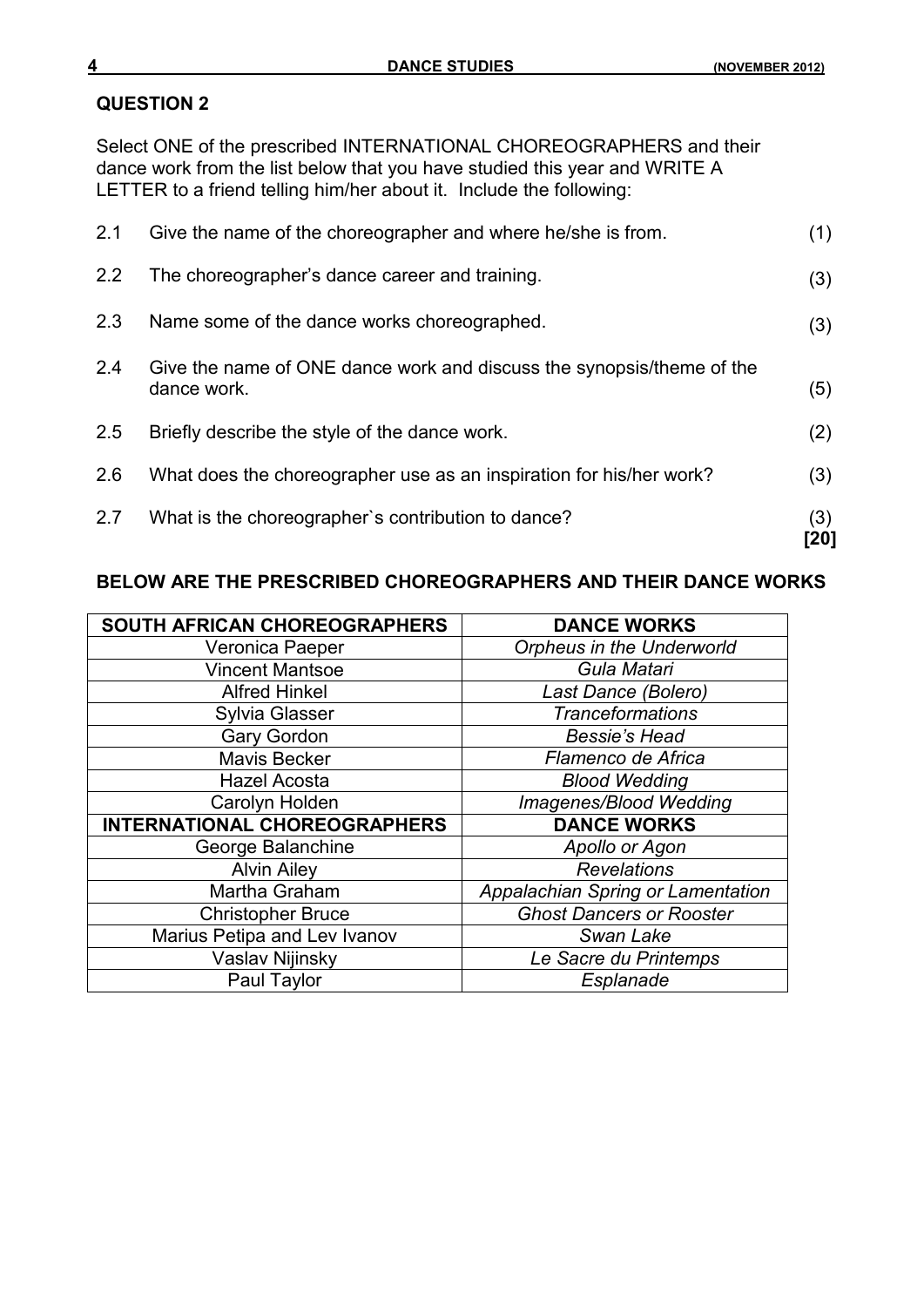## QUESTION 2

Select ONE of the prescribed INTERNATIONAL CHOREOGRAPHERS and their dance work from the list below that you have studied this year and WRITE A LETTER to a friend telling him/her about it. Include the following:

| | | |
|---|---|---|
| 2.1 | Give the name of the choreographer and where he/she is from. | (1) |
| 2.2 | The choreographer's dance career and training. | (3) |
| 2.3 | Name some of the dance works choreographed. | (3) |
| 2.4 | Give the name of ONE dance work and discuss the synopsis/theme of the dance work. | (5) |
| 2.5 | Briefly describe the style of the dance work. | (2) |
| 2.6 | What does the choreographer use as an inspiration for his/her work? | (3) |
| 2.7 | What is the choreographer`s contribution to dance? | (3) **[20]** |

**BELOW ARE THE PRESCRIBED CHOREOGRAPHERS AND THEIR DANCE WORKS**

| SOUTH AFRICAN CHOREOGRAPHERS | DANCE WORKS |
|---|---|
| Veronica Paeper | *Orpheus in the Underworld* |
| Vincent Mantsoe | *Gula Matari* |
| Alfred Hinkel | *Last Dance (Bolero)* |
| Sylvia Glasser | *Tranceformations* |
| Gary Gordon | *Bessie's Head* |
| Mavis Becker | *Flamenco de Africa* |
| Hazel Acosta | *Blood Wedding* |
| Carolyn Holden | *Imagenes/Blood Wedding* |
| **INTERNATIONAL CHOREOGRAPHERS** | **DANCE WORKS** |
| George Balanchine | *Apollo or Agon* |
| Alvin Ailey | *Revelations* |
| Martha Graham | *Appalachian Spring or Lamentation* |
| Christopher Bruce | *Ghost Dancers or Rooster* |
| Marius Petipa and Lev Ivanov | *Swan Lake* |
| Vaslav Nijinsky | *Le Sacre du Printemps* |
| Paul Taylor | *Esplanade* |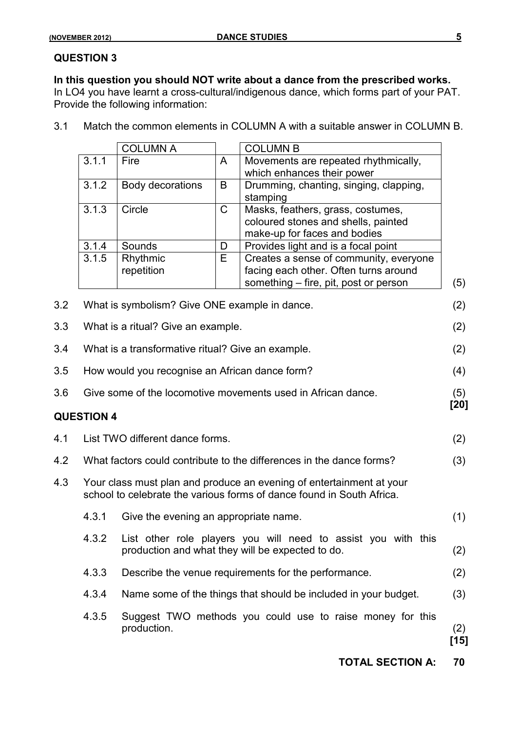## QUESTION 3

**In this question you should NOT write about a dance from the prescribed works.**
In LO4 you have learnt a cross-cultural/indigenous dance, which forms part of your PAT. Provide the following information:

3.1 Match the common elements in COLUMN A with a suitable answer in COLUMN B.

| | COLUMN A | | COLUMN B |
|---|---|---|---|
| 3.1.1 | Fire | A | Movements are repeated rhythmically, which enhances their power |
| 3.1.2 | Body decorations | B | Drumming, chanting, singing, clapping, stamping |
| 3.1.3 | Circle | C | Masks, feathers, grass, costumes, coloured stones and shells, painted make-up for faces and bodies |
| 3.1.4 | Sounds | D | Provides light and is a focal point |
| 3.1.5 | Rhythmic repetition | E | Creates a sense of community, everyone facing each other. Often turns around something – fire, pit, post or person |

(5)

3.2 What is symbolism? Give ONE example in dance. (2)

3.3 What is a ritual? Give an example. (2)

3.4 What is a transformative ritual? Give an example. (2)

3.5 How would you recognise an African dance form? (4)

3.6 Give some of the locomotive movements used in African dance. (5)
**[20]**

## QUESTION 4

4.1 List TWO different dance forms. (2)

4.2 What factors could contribute to the differences in the dance forms? (3)

4.3 Your class must plan and produce an evening of entertainment at your school to celebrate the various forms of dance found in South Africa.

4.3.1 Give the evening an appropriate name. (1)

4.3.2 List other role players you will need to assist you with this production and what they will be expected to do. (2)

4.3.3 Describe the venue requirements for the performance. (2)

4.3.4 Name some of the things that should be included in your budget. (3)

4.3.5 Suggest TWO methods you could use to raise money for this production. (2)
**[15]**

**TOTAL SECTION A: 70**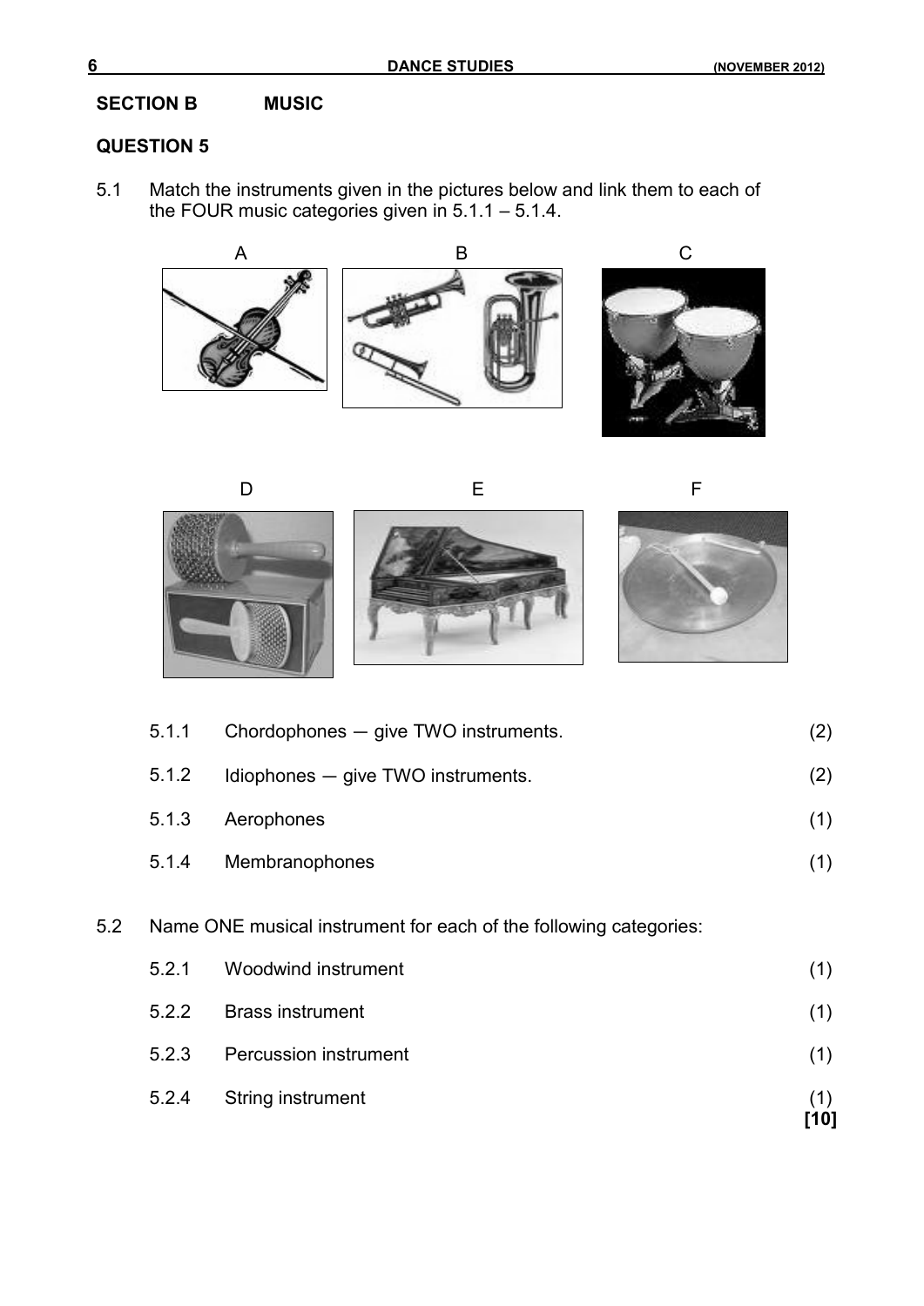## SECTION B MUSIC

### QUESTION 5

5.1 Match the instruments given in the pictures below and link them to each of the FOUR music categories given in 5.1.1 – 5.1.4.

A B C

D E F

| | | |
|---|---|---|
| 5.1.1 | Chordophones — give TWO instruments. | (2) |
| 5.1.2 | Idiophones — give TWO instruments. | (2) |
| 5.1.3 | Aerophones | (1) |
| 5.1.4 | Membranophones | (1) |

5.2 Name ONE musical instrument for each of the following categories:

| | | |
|---|---|---|
| 5.2.1 | Woodwind instrument | (1) |
| 5.2.2 | Brass instrument | (1) |
| 5.2.3 | Percussion instrument | (1) |
| 5.2.4 | String instrument | (1) |

**[10]**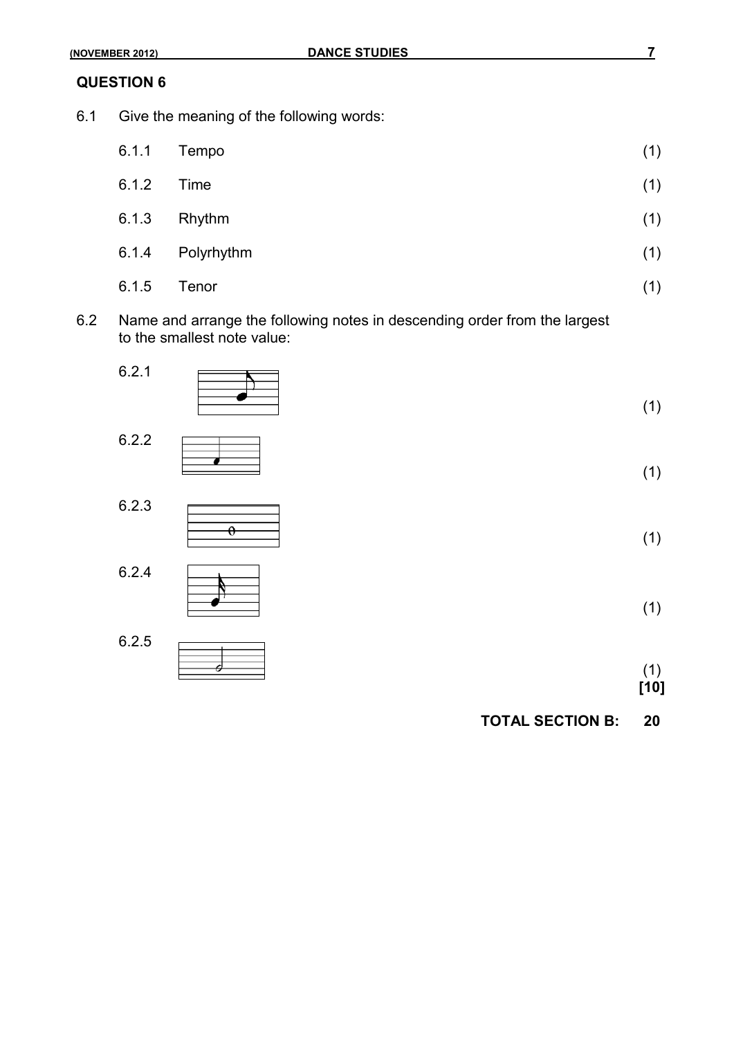## QUESTION 6

6.1 Give the meaning of the following words:

6.1.1 Tempo (1)

6.1.2 Time (1)

6.1.3 Rhythm (1)

6.1.4 Polyrhythm (1)

6.1.5 Tenor (1)

6.2 Name and arrange the following notes in descending order from the largest to the smallest note value:

6.2.1 (1)

6.2.2 (1)

6.2.3 (1)

6.2.4 (1)

6.2.5 (1)
**[10]**

**TOTAL SECTION B: 20**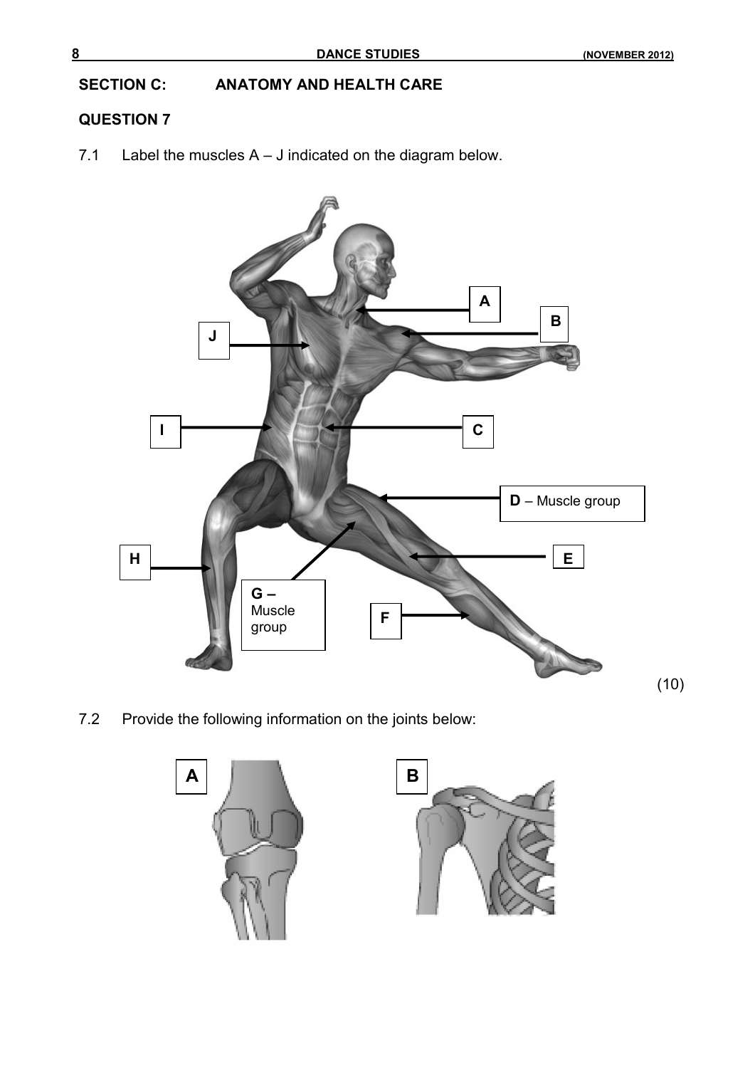## SECTION C: ANATOMY AND HEALTH CARE

### QUESTION 7

7.1 Label the muscles A – J indicated on the diagram below.

A

B

J

I

C

**D** – Muscle group

H

E

**G –** Muscle group

F

(10)

7.2 Provide the following information on the joints below:

A

B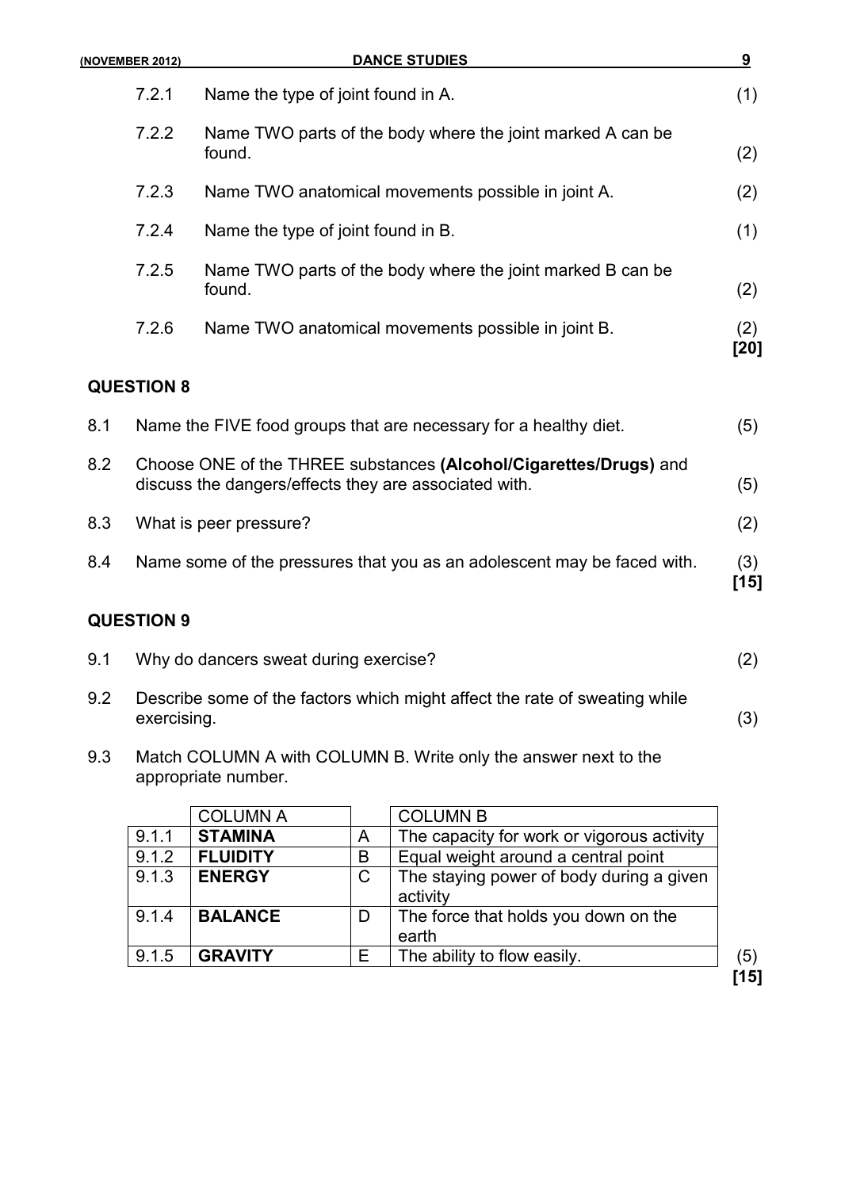7.2.1 Name the type of joint found in A. (1)

7.2.2 Name TWO parts of the body where the joint marked A can be found. (2)

7.2.3 Name TWO anatomical movements possible in joint A. (2)

7.2.4 Name the type of joint found in B. (1)

7.2.5 Name TWO parts of the body where the joint marked B can be found. (2)

7.2.6 Name TWO anatomical movements possible in joint B. (2)
**[20]**

## QUESTION 8

8.1 Name the FIVE food groups that are necessary for a healthy diet. (5)

8.2 Choose ONE of the THREE substances **(Alcohol/Cigarettes/Drugs)** and discuss the dangers/effects they are associated with. (5)

8.3 What is peer pressure? (2)

8.4 Name some of the pressures that you as an adolescent may be faced with. (3)
**[15]**

## QUESTION 9

9.1 Why do dancers sweat during exercise? (2)

9.2 Describe some of the factors which might affect the rate of sweating while exercising. (3)

9.3 Match COLUMN A with COLUMN B. Write only the answer next to the appropriate number.

| | COLUMN A | | COLUMN B |
|---|---|---|---|
| 9.1.1 | **STAMINA** | A | The capacity for work or vigorous activity |
| 9.1.2 | **FLUIDITY** | B | Equal weight around a central point |
| 9.1.3 | **ENERGY** | C | The staying power of body during a given activity |
| 9.1.4 | **BALANCE** | D | The force that holds you down on the earth |
| 9.1.5 | **GRAVITY** | E | The ability to flow easily. |

(5)
**[15]**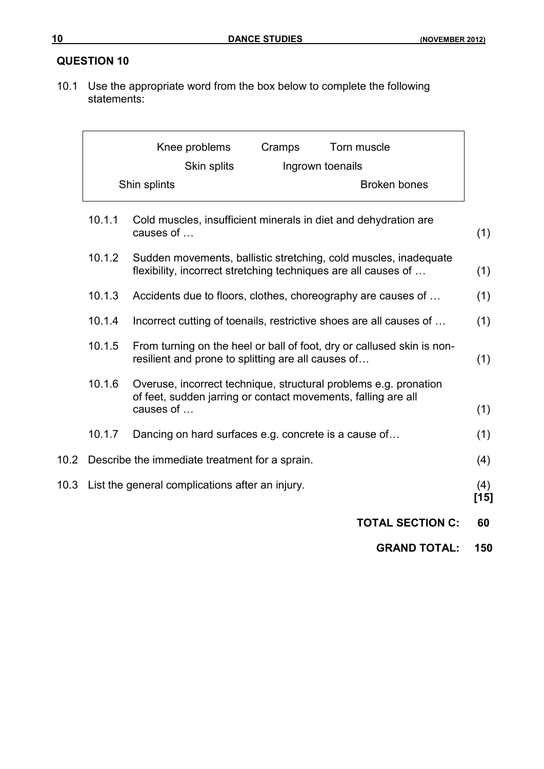## QUESTION 10

10.1 Use the appropriate word from the box below to complete the following statements:

| | | |
|---|---|---|
| Knee problems | Cramps | Torn muscle |
| Skin splits | Ingrown toenails | |
| Shin splints | | Broken bones |

| | | |
|---|---|---|
| 10.1.1 | Cold muscles, insufficient minerals in diet and dehydration are causes of … | (1) |
| 10.1.2 | Sudden movements, ballistic stretching, cold muscles, inadequate flexibility, incorrect stretching techniques are all causes of … | (1) |
| 10.1.3 | Accidents due to floors, clothes, choreography are causes of … | (1) |
| 10.1.4 | Incorrect cutting of toenails, restrictive shoes are all causes of … | (1) |
| 10.1.5 | From turning on the heel or ball of foot, dry or callused skin is non-resilient and prone to splitting are all causes of… | (1) |
| 10.1.6 | Overuse, incorrect technique, structural problems e.g. pronation of feet, sudden jarring or contact movements, falling are all causes of … | (1) |
| 10.1.7 | Dancing on hard surfaces e.g. concrete is a cause of… | (1) |

10.2 Describe the immediate treatment for a sprain. (4)

10.3 List the general complications after an injury. (4)
**[15]**

**TOTAL SECTION C: 60**

**GRAND TOTAL: 150**